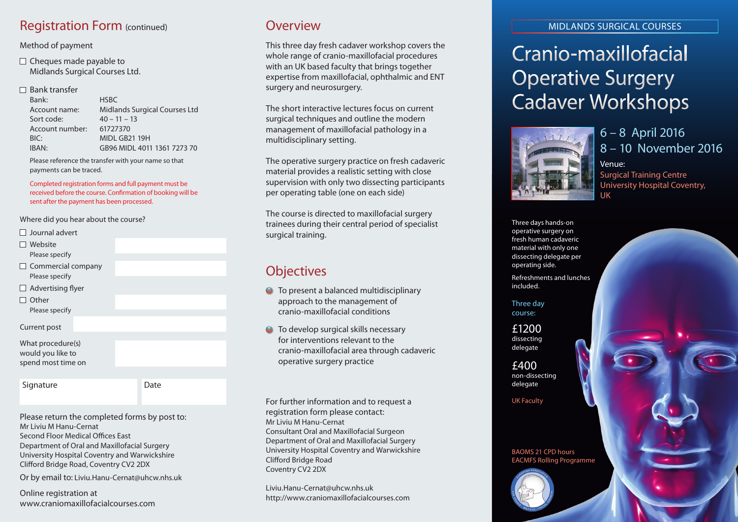## Registration Form (continued)

Method of payment

☐ Cheques made payable to Midlands Surgical Courses Ltd.

☐ Bank transfer

| | |
|---|---|
| Bank: | HSBC |
| Account name: | Midlands Surgical Courses Ltd |
| Sort code: | 40 – 11 – 13 |
| Account number: | 61727370 |
| BIC: | MIDL GB21 19H |
| IBAN: | GB96 MIDL 4011 1361 7273 70 |

Please reference the transfer with your name so that payments can be traced.

Completed registration forms and full payment must be received before the course. Confirmation of booking will be sent after the payment has been processed.

Where did you hear about the course?

☐ Journal advert

☐ Website
Please specify

☐ Commercial company
Please specify

☐ Advertising flyer

☐ Other
Please specify

Current post

What procedure(s) would you like to spend most time on

Signature

Date

Please return the completed forms by post to:
Mr Liviu M Hanu-Cernat
Second Floor Medical Offices East
Department of Oral and Maxillofacial Surgery
University Hospital Coventry and Warwickshire
Clifford Bridge Road, Coventry CV2 2DX

Or by email to: Liviu.Hanu-Cernat@uhcw.nhs.uk

Online registration at
www.craniomaxillofacialcourses.com

## Overview

This three day fresh cadaver workshop covers the whole range of cranio-maxillofacial procedures with an UK based faculty that brings together expertise from maxillofacial, ophthalmic and ENT surgery and neurosurgery.

The short interactive lectures focus on current surgical techniques and outline the modern management of maxillofacial pathology in a multidisciplinary setting.

The operative surgery practice on fresh cadaveric material provides a realistic setting with close supervision with only two dissecting participants per operating table (one on each side)

The course is directed to maxillofacial surgery trainees during their central period of specialist surgical training.

## Objectives

- To present a balanced multidisciplinary approach to the management of cranio-maxillofacial conditions
- To develop surgical skills necessary for interventions relevant to the cranio-maxillofacial area through cadaveric operative surgery practice

For further information and to request a registration form please contact:
Mr Liviu M Hanu-Cernat
Consultant Oral and Maxillofacial Surgeon
Department of Oral and Maxillofacial Surgery
University Hospital Coventry and Warwickshire
Clifford Bridge Road
Coventry CV2 2DX

Liviu.Hanu-Cernat@uhcw.nhs.uk
http://www.craniomaxillofacialcourses.com

MIDLANDS SURGICAL COURSES

# Cranio-maxillofacial Operative Surgery Cadaver Workshops

6 – 8 April 2016
8 – 10 November 2016

Venue:
Surgical Training Centre
University Hospital Coventry, UK

Three days hands-on operative surgery on fresh human cadaveric material with only one dissecting delegate per operating side.

Refreshments and lunches included.

Three day course:

£1200
dissecting delegate

£400
non-dissecting delegate

UK Faculty

BAOMS 21 CPD hours
EACMFS Rolling Programme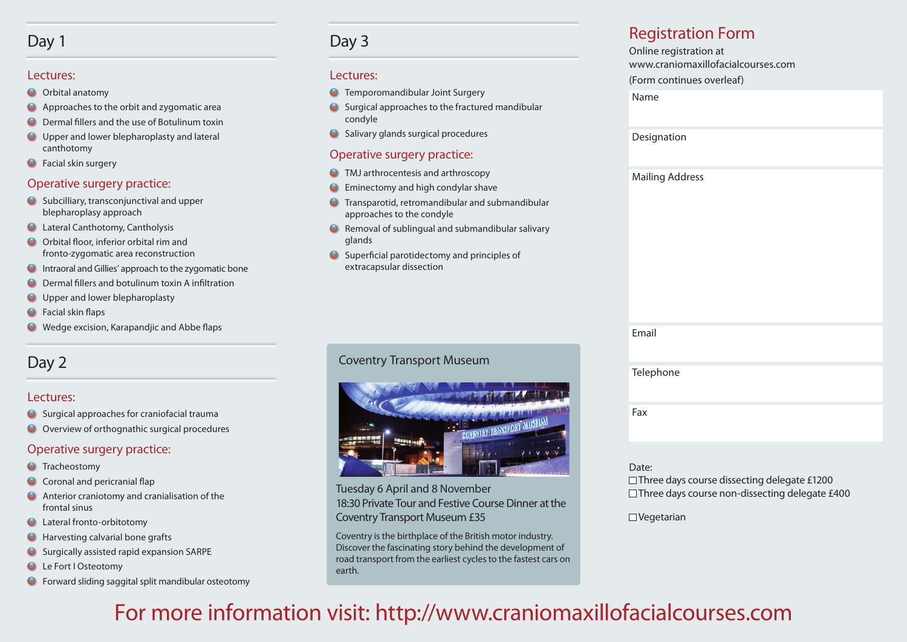## Day 1

### Lectures:

- Orbital anatomy
- Approaches to the orbit and zygomatic area
- Dermal fillers and the use of Botulinum toxin
- Upper and lower blepharoplasty and lateral canthotomy
- Facial skin surgery

### Operative surgery practice:

- Subcilliary, transconjunctival and upper blepharoplasy approach
- Lateral Canthotomy, Cantholysis
- Orbital floor, inferior orbital rim and fronto-zygomatic area reconstruction
- Intraoral and Gillies' approach to the zygomatic bone
- Dermal fillers and botulinum toxin A infiltration
- Upper and lower blepharoplasty
- Facial skin flaps
- Wedge excision, Karapandjic and Abbe flaps

## Day 2

### Lectures:

- Surgical approaches for craniofacial trauma
- Overview of orthognathic surgical procedures

### Operative surgery practice:

- Tracheostomy
- Coronal and pericranial flap
- Anterior craniotomy and cranialisation of the frontal sinus
- Lateral fronto-orbitotomy
- Harvesting calvarial bone grafts
- Surgically assisted rapid expansion SARPE
- Le Fort I Osteotomy
- Forward sliding saggital split mandibular osteotomy

## Day 3

### Lectures:

- Temporomandibular Joint Surgery
- Surgical approaches to the fractured mandibular condyle
- Salivary glands surgical procedures

### Operative surgery practice:

- TMJ arthrocentesis and arthroscopy
- Eminectomy and high condylar shave
- Transparotid, retromandibular and submandibular approaches to the condyle
- Removal of sublingual and submandibular salivary glands
- Superficial parotidectomy and principles of extracapsular dissection

### Coventry Transport Museum

Tuesday 6 April and 8 November
18:30 Private Tour and Festive Course Dinner at the Coventry Transport Museum £35

Coventry is the birthplace of the British motor industry. Discover the fascinating story behind the development of road transport from the earliest cycles to the fastest cars on earth.

## Registration Form

Online registration at www.craniomaxillofacialcourses.com
(Form continues overleaf)

Name

Designation

Mailing Address

Email

Telephone

Fax

Date:

☐ Three days course dissecting delegate £1200
☐ Three days course non-dissecting delegate £400

☐ Vegetarian

For more information visit: http://www.craniomaxillofacialcourses.com